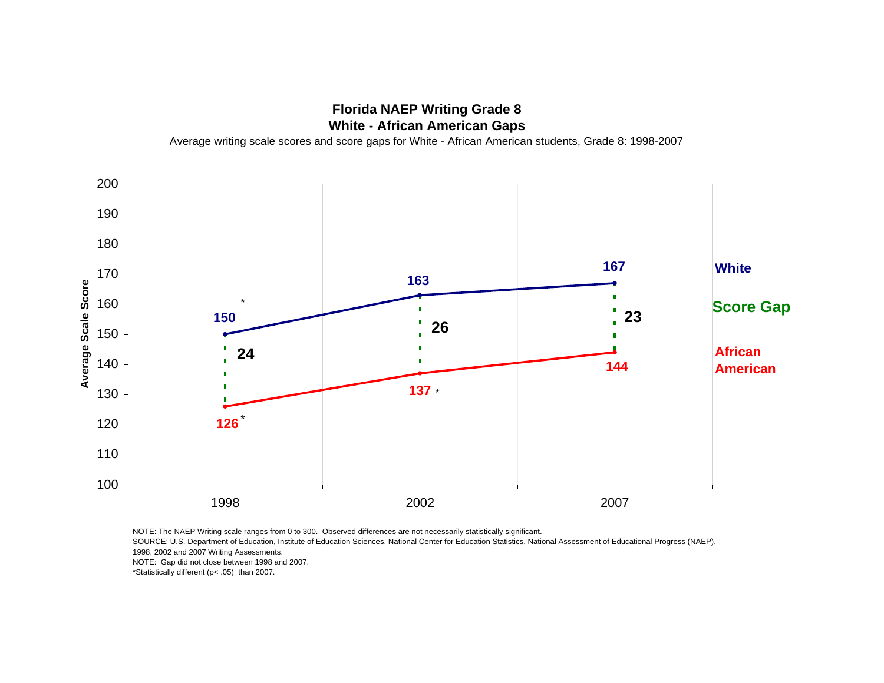# Florida NAEP Writing Grade 8

## White - African American Gaps

Average writing scale scores and score gaps for White - African American students, Grade 8: 1998-2007

| Year | White | African American | Score Gap |
|---|---|---|---|
| 1998 | 150* | 126* | 24 |
| 2002 | 163 | 137* | 26 |
| 2007 | 167 | 144 | 23 |

NOTE: The NAEP Writing scale ranges from 0 to 300. Observed differences are not necessarily statistically significant.

SOURCE: U.S. Department of Education, Institute of Education Sciences, National Center for Education Statistics, National Assessment of Educational Progress (NAEP), 1998, 2002 and 2007 Writing Assessments.

NOTE: Gap did not close between 1998 and 2007.

*Statistically different ($p < .05$) than 2007.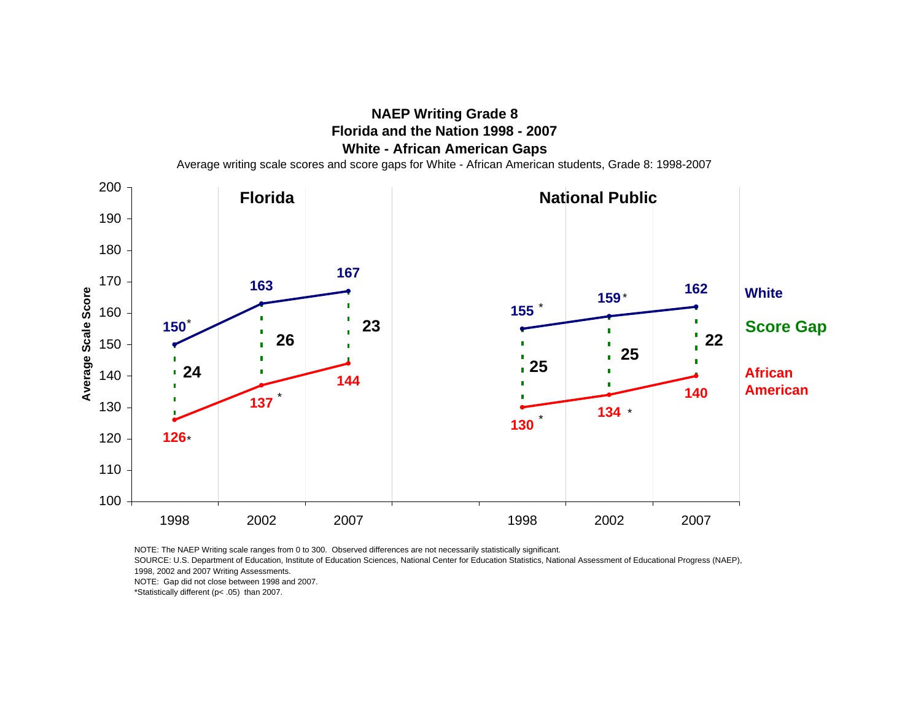# NAEP Writing Grade 8
## Florida and the Nation 1998 - 2007
## White - African American Gaps

Average writing scale scores and score gaps for White - African American students, Grade 8: 1998-2007

| | Florida 1998 | Florida 2002 | Florida 2007 | National Public 1998 | National Public 2002 | National Public 2007 |
|---|---|---|---|---|---|---|
| White | 150* | 163 | 167 | 155 * | 159 * | 162 |
| Score Gap | 24 | 26 | 23 | 25 | 25 | 22 |
| African American | 126* | 137 * | 144 | 130 * | 134 * | 140 |

NOTE: The NAEP Writing scale ranges from 0 to 300. Observed differences are not necessarily statistically significant.
SOURCE: U.S. Department of Education, Institute of Education Sciences, National Center for Education Statistics, National Assessment of Educational Progress (NAEP), 1998, 2002 and 2007 Writing Assessments.
NOTE: Gap did not close between 1998 and 2007.
*Statistically different (p< .05) than 2007.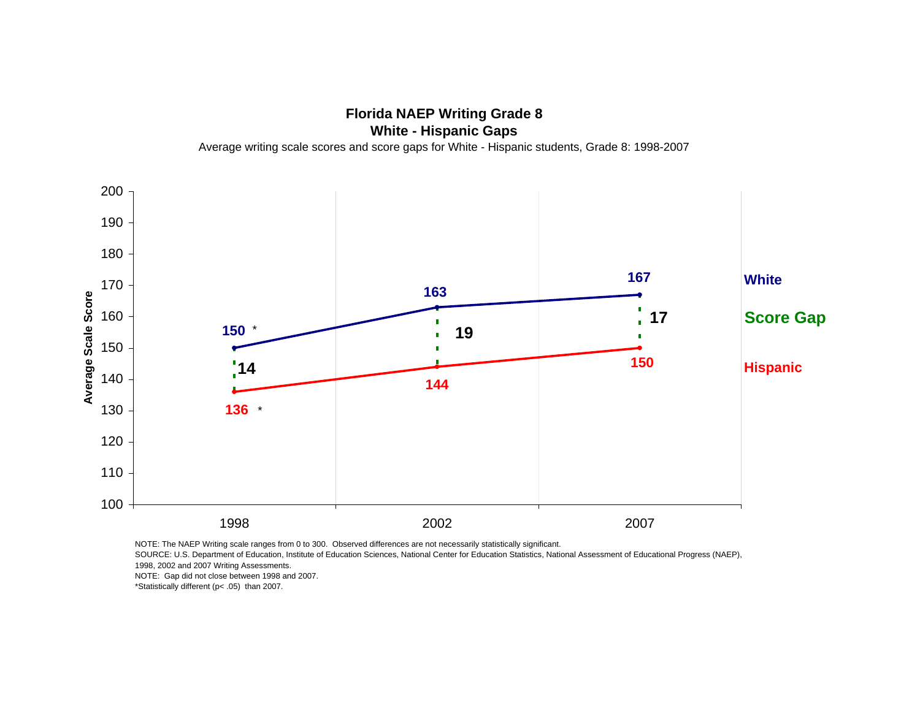**Florida NAEP Writing Grade 8**
**White - Hispanic Gaps**

Average writing scale scores and score gaps for White - Hispanic students, Grade 8: 1998-2007

| Year | White | Hispanic | Score Gap |
|---|---|---|---|
| 1998 | 150 * | 136 * | 14 |
| 2002 | 163 | 144 | 19 |
| 2007 | 167 | 150 | 17 |

NOTE: The NAEP Writing scale ranges from 0 to 300. Observed differences are not necessarily statistically significant.
SOURCE: U.S. Department of Education, Institute of Education Sciences, National Center for Education Statistics, National Assessment of Educational Progress (NAEP), 1998, 2002 and 2007 Writing Assessments.
NOTE: Gap did not close between 1998 and 2007.
*Statistically different (p< .05) than 2007.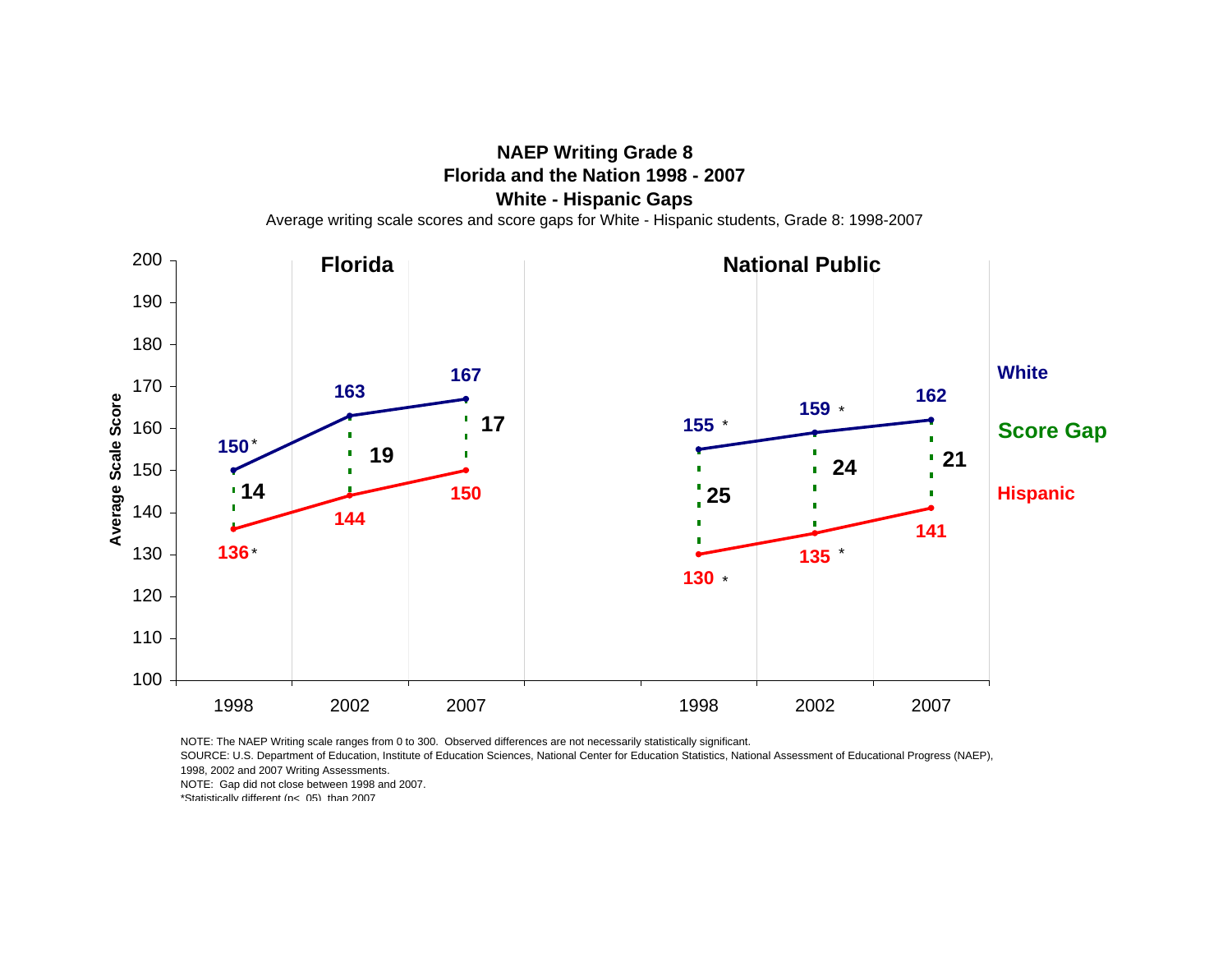**NAEP Writing Grade 8**
**Florida and the Nation 1998 - 2007**
**White - Hispanic Gaps**

Average writing scale scores and score gaps for White - Hispanic students, Grade 8: 1998-2007

| | Florida 1998 | Florida 2002 | Florida 2007 | National Public 1998 | National Public 2002 | National Public 2007 |
|---|---|---|---|---|---|---|
| White | 150* | 163 | 167 | 155 * | 159 * | 162 |
| Score Gap | 14 | 19 | 17 | 25 | 24 | 21 |
| Hispanic | 136* | 144 | 150 | 130 * | 135 * | 141 |

NOTE: The NAEP Writing scale ranges from 0 to 300. Observed differences are not necessarily statistically significant.
SOURCE: U.S. Department of Education, Institute of Education Sciences, National Center for Education Statistics, National Assessment of Educational Progress (NAEP), 1998, 2002 and 2007 Writing Assessments.
NOTE: Gap did not close between 1998 and 2007.
*Statistically different ($p < .05$) than 2007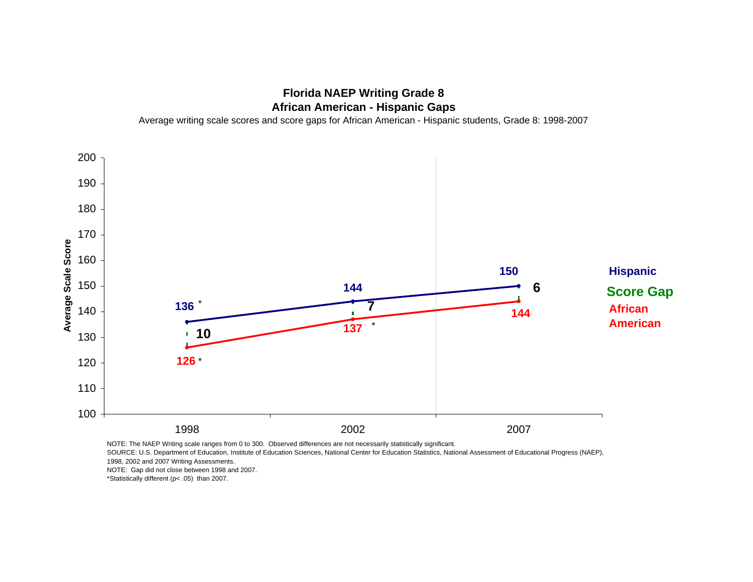## Florida NAEP Writing Grade 8

### African American - Hispanic Gaps

Average writing scale scores and score gaps for African American - Hispanic students, Grade 8: 1998-2007

| Year | Hispanic | African American | Score Gap |
|---|---|---|---|
| 1998 | 136 * | 126 * | 10 |
| 2002 | 144 | 137 * | 7 |
| 2007 | 150 | 144 | 6 |

NOTE: The NAEP Writing scale ranges from 0 to 300. Observed differences are not necessarily statistically significant.

SOURCE: U.S. Department of Education, Institute of Education Sciences, National Center for Education Statistics, National Assessment of Educational Progress (NAEP), 1998, 2002 and 2007 Writing Assessments.

NOTE: Gap did not close between 1998 and 2007.

*Statistically different (p< .05) than 2007.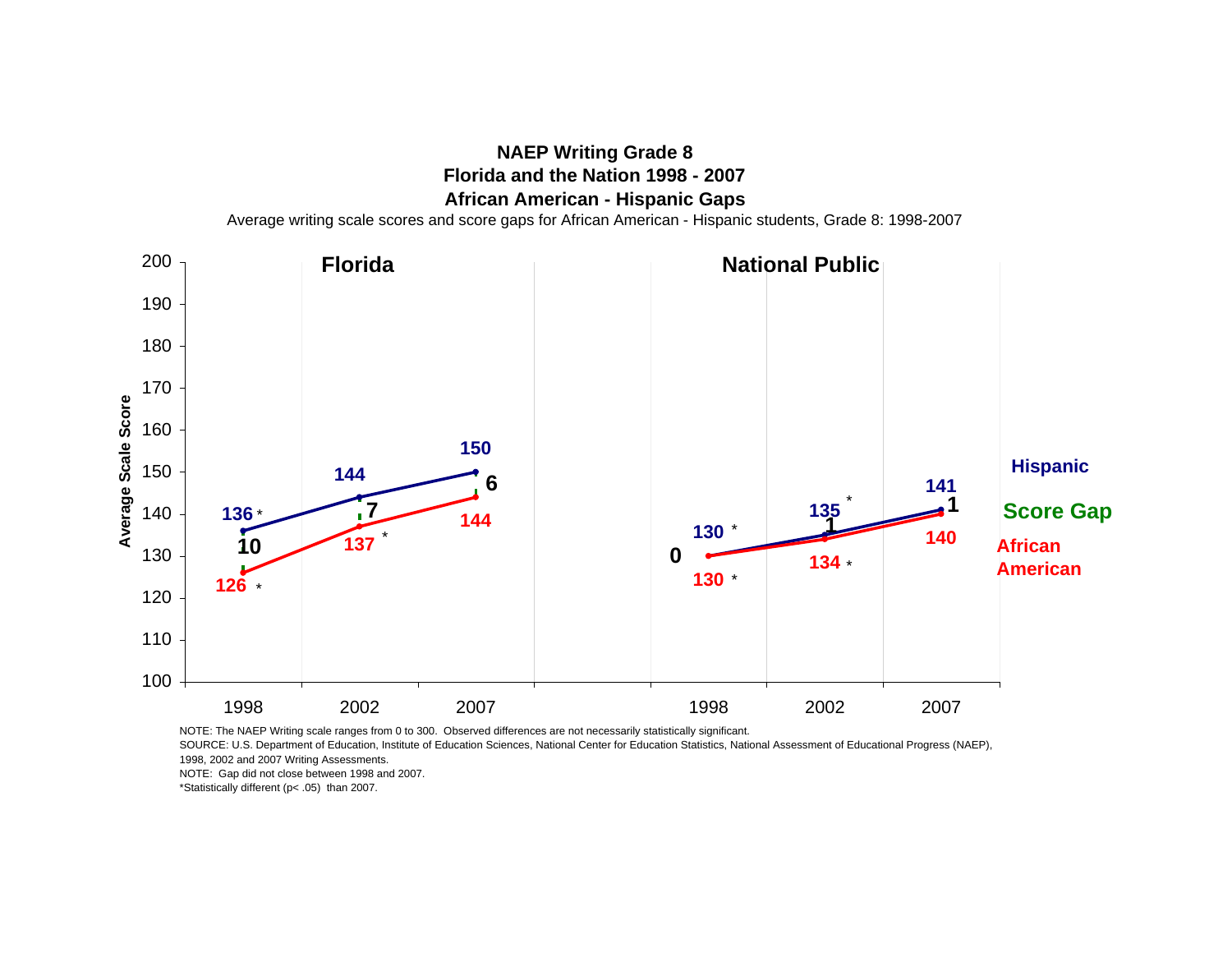**NAEP Writing Grade 8**
**Florida and the Nation 1998 - 2007**
**African American - Hispanic Gaps**

Average writing scale scores and score gaps for African American - Hispanic students, Grade 8: 1998-2007

**Florida**

| Year | Hispanic | African American | Score Gap |
|---|---|---|---|
| 1998 | 136 * | 126 * | 10 |
| 2002 | 144 | 137 * | 7 |
| 2007 | 150 | 144 | 6 |

**National Public**

| Year | Hispanic | African American | Score Gap |
|---|---|---|---|
| 1998 | 130 * | 130 * | 0 |
| 2002 | 135 * | 134 * | 1 |
| 2007 | 141 | 140 | 1 |

NOTE: The NAEP Writing scale ranges from 0 to 300. Observed differences are not necessarily statistically significant.
SOURCE: U.S. Department of Education, Institute of Education Sciences, National Center for Education Statistics, National Assessment of Educational Progress (NAEP), 1998, 2002 and 2007 Writing Assessments.
NOTE: Gap did not close between 1998 and 2007.
*Statistically different (p< .05) than 2007.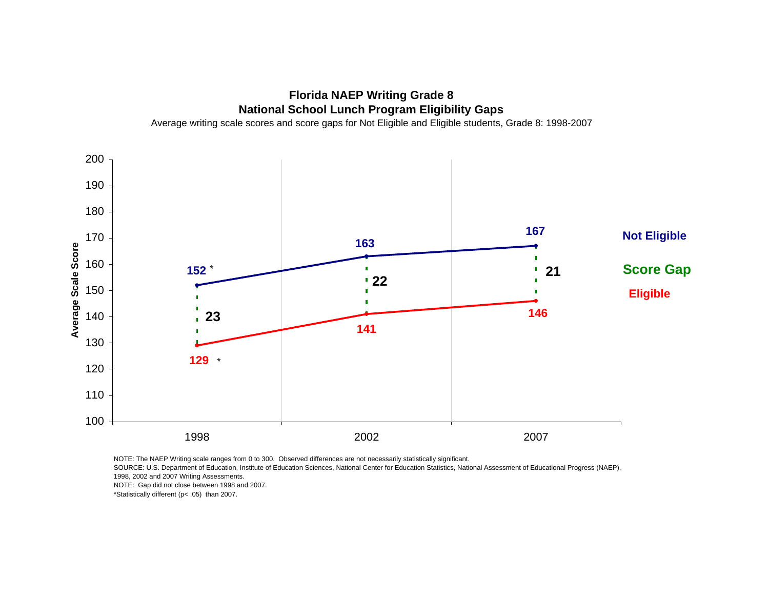**Florida NAEP Writing Grade 8**
**National School Lunch Program Eligibility Gaps**

Average writing scale scores and score gaps for Not Eligible and Eligible students, Grade 8: 1998-2007

| Year | Not Eligible | Eligible | Score Gap |
|---|---|---|---|
| 1998 | 152 * | 129 * | 23 |
| 2002 | 163 | 141 | 22 |
| 2007 | 167 | 146 | 21 |

NOTE: The NAEP Writing scale ranges from 0 to 300. Observed differences are not necessarily statistically significant.
SOURCE: U.S. Department of Education, Institute of Education Sciences, National Center for Education Statistics, National Assessment of Educational Progress (NAEP), 1998, 2002 and 2007 Writing Assessments.
NOTE: Gap did not close between 1998 and 2007.
*Statistically different ($p < .05$) than 2007.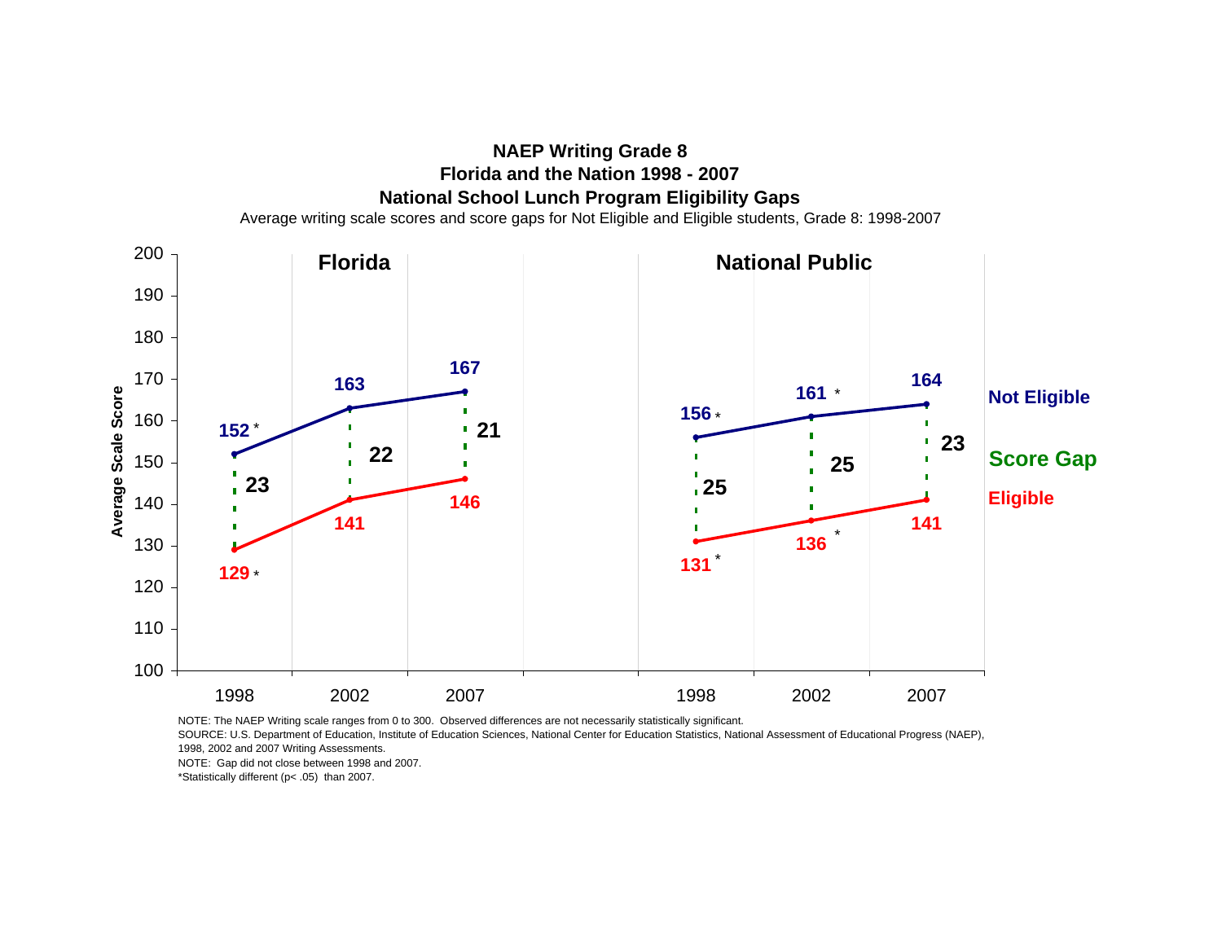# NAEP Writing Grade 8
## Florida and the Nation 1998 - 2007
## National School Lunch Program Eligibility Gaps

Average writing scale scores and score gaps for Not Eligible and Eligible students, Grade 8: 1998-2007

**Florida**

| Year | Not Eligible | Eligible | Score Gap |
|---|---|---|---|
| 1998 | 152 * | 129 * | 23 |
| 2002 | 163 | 141 | 22 |
| 2007 | 167 | 146 | 21 |

**National Public**

| Year | Not Eligible | Eligible | Score Gap |
|---|---|---|---|
| 1998 | 156 * | 131 * | 25 |
| 2002 | 161 * | 136 * | 25 |
| 2007 | 164 | 141 | 23 |

NOTE: The NAEP Writing scale ranges from 0 to 300. Observed differences are not necessarily statistically significant.

SOURCE: U.S. Department of Education, Institute of Education Sciences, National Center for Education Statistics, National Assessment of Educational Progress (NAEP), 1998, 2002 and 2007 Writing Assessments.

NOTE: Gap did not close between 1998 and 2007.

*Statistically different (p< .05) than 2007.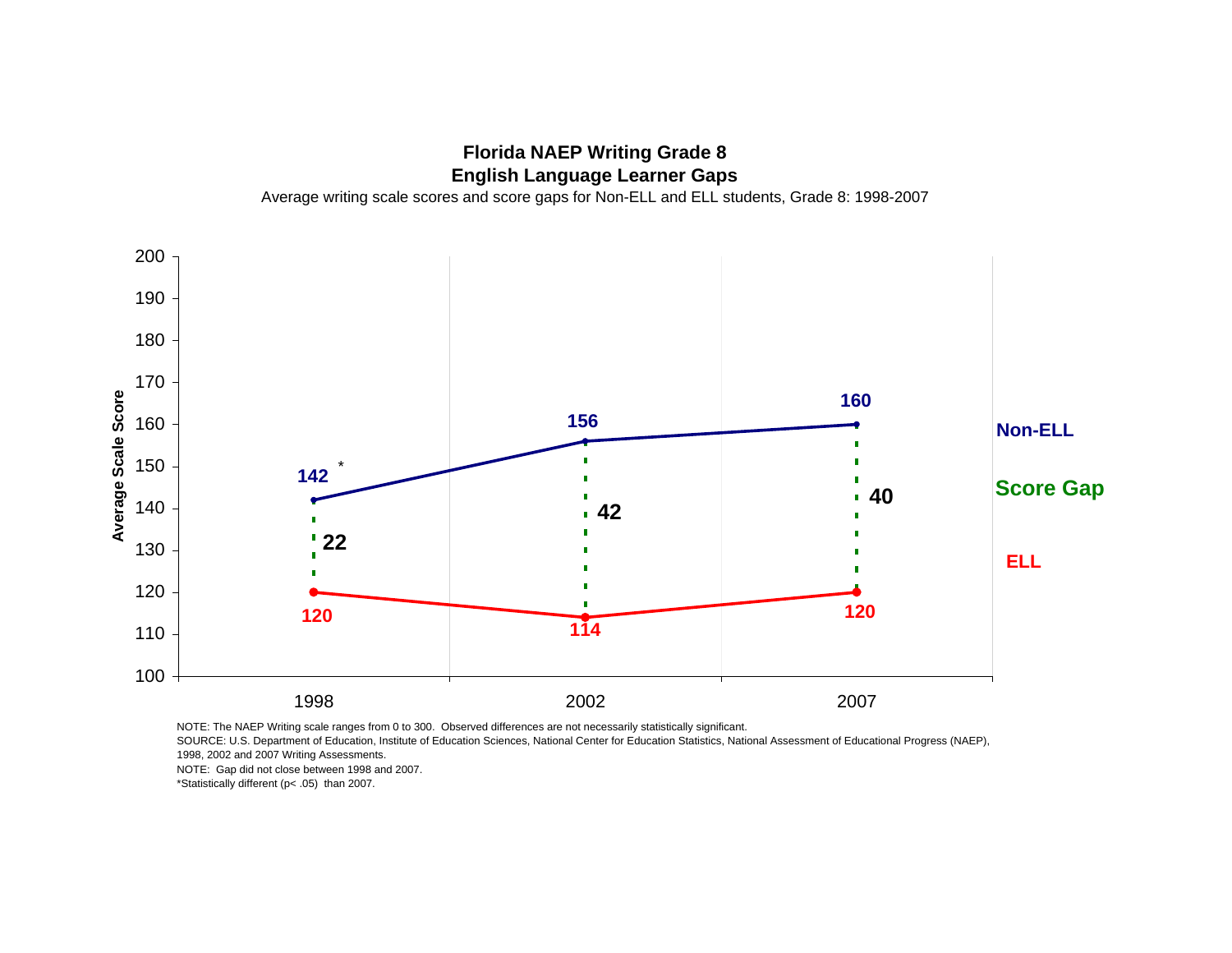**Florida NAEP Writing Grade 8**
**English Language Learner Gaps**

Average writing scale scores and score gaps for Non-ELL and ELL students, Grade 8: 1998-2007

| Year | Non-ELL | ELL | Score Gap |
|---|---|---|---|
| 1998 | 142* | 120 | 22 |
| 2002 | 156 | 114 | 42 |
| 2007 | 160 | 120 | 40 |

NOTE: The NAEP Writing scale ranges from 0 to 300. Observed differences are not necessarily statistically significant.
SOURCE: U.S. Department of Education, Institute of Education Sciences, National Center for Education Statistics, National Assessment of Educational Progress (NAEP), 1998, 2002 and 2007 Writing Assessments.
NOTE: Gap did not close between 1998 and 2007.
*Statistically different (p< .05) than 2007.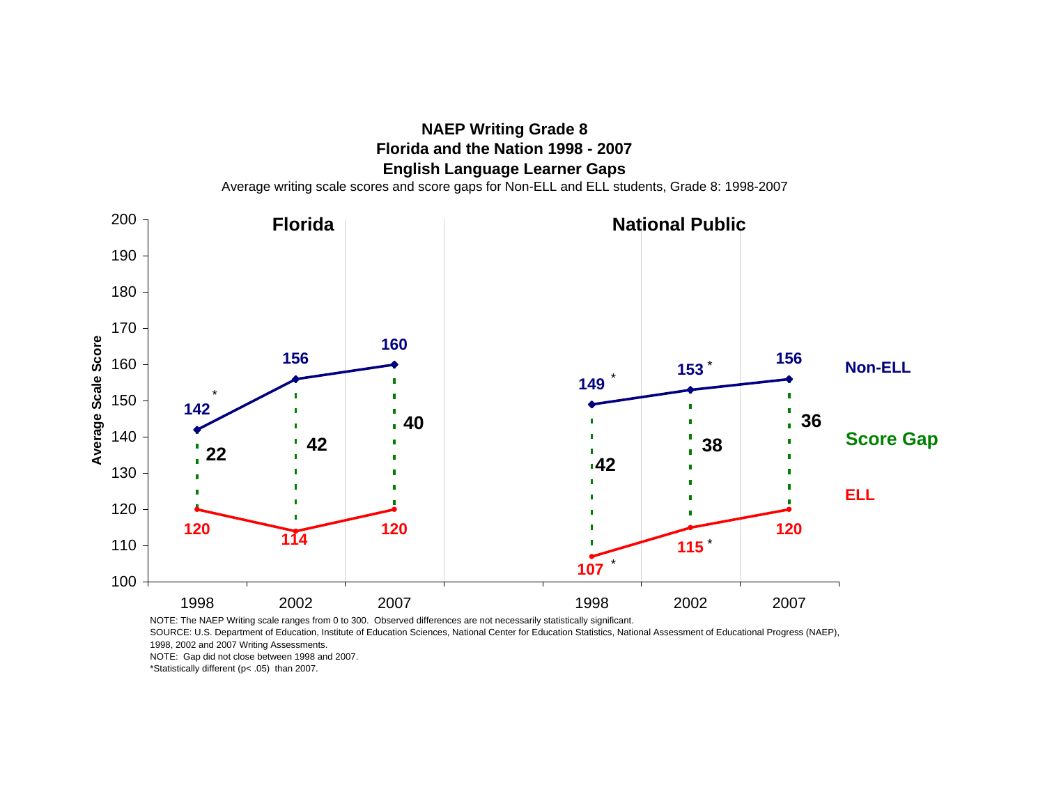# NAEP Writing Grade 8
## Florida and the Nation 1998 - 2007
## English Language Learner Gaps

Average writing scale scores and score gaps for Non-ELL and ELL students, Grade 8: 1998-2007

### Florida

| Year | Non-ELL | ELL | Score Gap |
|---|---|---|---|
| 1998 | 142 * | 120 | 22 |
| 2002 | 156 | 114 | 42 |
| 2007 | 160 | 120 | 40 |

### National Public

| Year | Non-ELL | ELL | Score Gap |
|---|---|---|---|
| 1998 | 149 * | 107 * | 42 |
| 2002 | 153 * | 115 * | 38 |
| 2007 | 156 | 120 | 36 |

NOTE: The NAEP Writing scale ranges from 0 to 300. Observed differences are not necessarily statistically significant.

SOURCE: U.S. Department of Education, Institute of Education Sciences, National Center for Education Statistics, National Assessment of Educational Progress (NAEP), 1998, 2002 and 2007 Writing Assessments.

NOTE: Gap did not close between 1998 and 2007.

*Statistically different ($p < .05$) than 2007.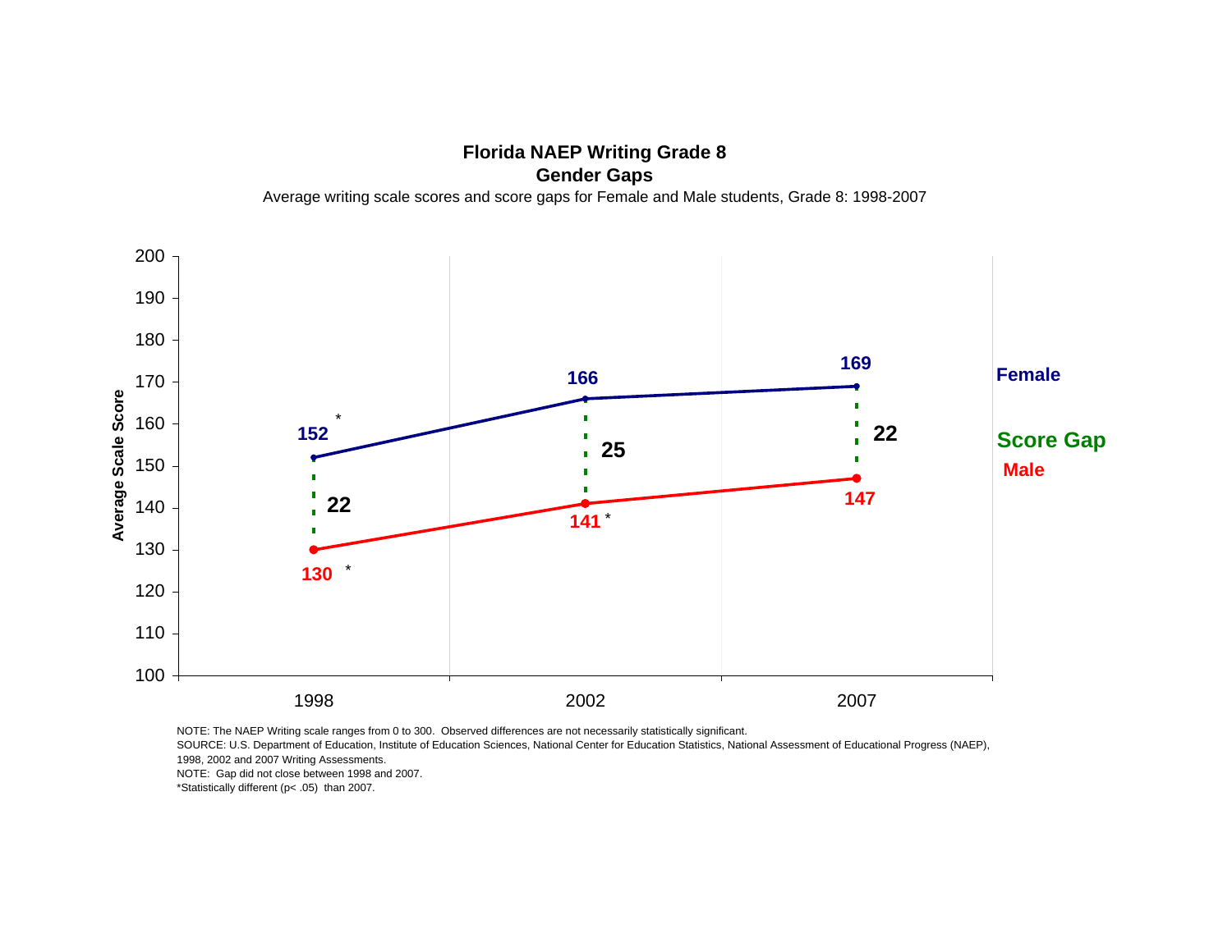# Florida NAEP Writing Grade 8

## Gender Gaps

Average writing scale scores and score gaps for Female and Male students, Grade 8: 1998-2007

| Year | Female | Male | Score Gap |
|---|---|---|---|
| 1998 | 152 * | 130 * | 22 |
| 2002 | 166 | 141 * | 25 |
| 2007 | 169 | 147 | 22 |

NOTE: The NAEP Writing scale ranges from 0 to 300. Observed differences are not necessarily statistically significant.

SOURCE: U.S. Department of Education, Institute of Education Sciences, National Center for Education Statistics, National Assessment of Educational Progress (NAEP), 1998, 2002 and 2007 Writing Assessments.

NOTE: Gap did not close between 1998 and 2007.

*Statistically different (p< .05) than 2007.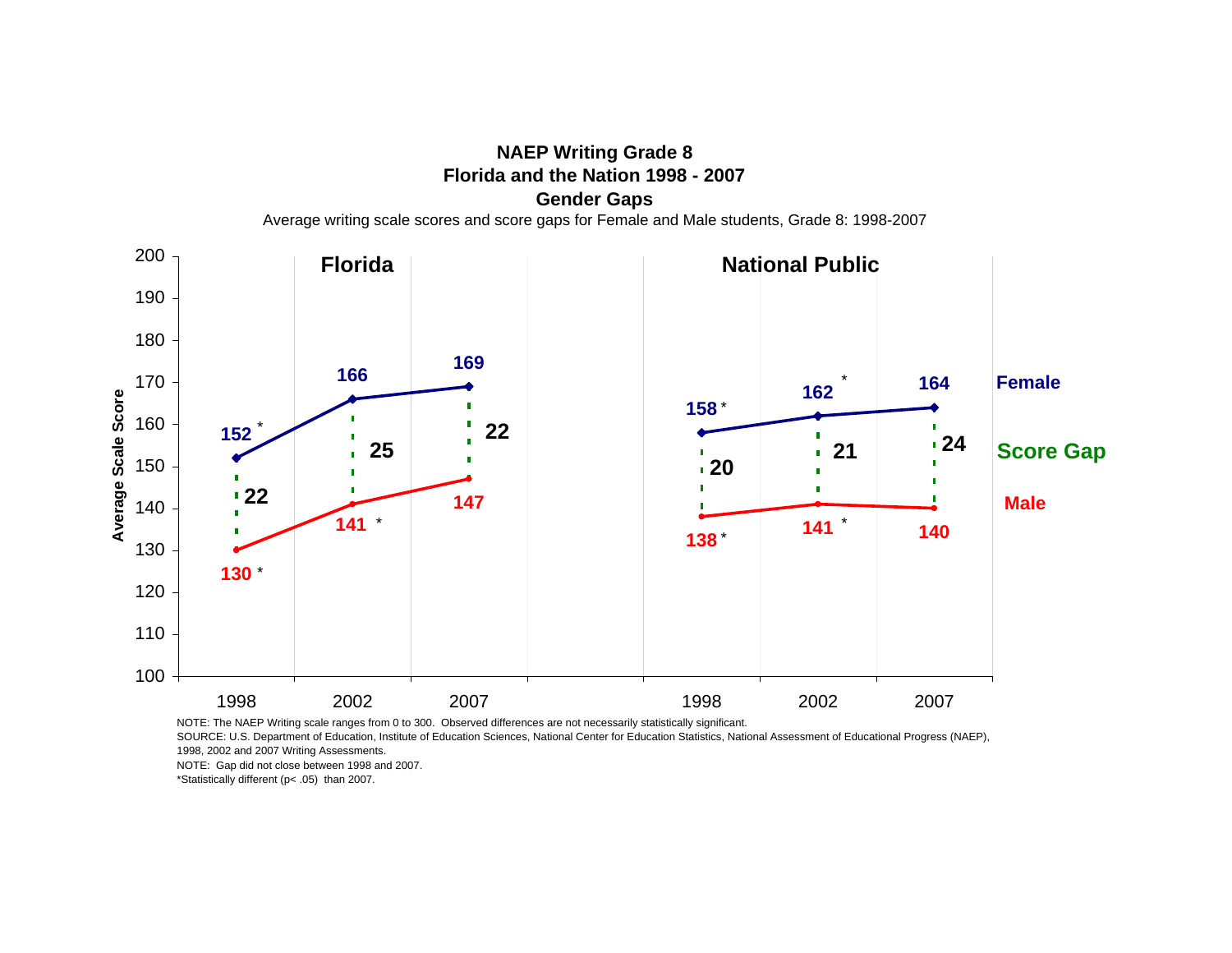# NAEP Writing Grade 8
## Florida and the Nation 1998 - 2007
## Gender Gaps

Average writing scale scores and score gaps for Female and Male students, Grade 8: 1998-2007

| | Florida 1998 | Florida 2002 | Florida 2007 | National Public 1998 | National Public 2002 | National Public 2007 |
|---|---|---|---|---|---|---|
| Female | 152 * | 166 | 169 | 158 * | 162 * | 164 |
| Score Gap | 22 | 25 | 22 | 20 | 21 | 24 |
| Male | 130 * | 141 * | 147 | 138 * | 141 * | 140 |

Average Scale Score

NOTE: The NAEP Writing scale ranges from 0 to 300. Observed differences are not necessarily statistically significant.
SOURCE: U.S. Department of Education, Institute of Education Sciences, National Center for Education Statistics, National Assessment of Educational Progress (NAEP), 1998, 2002 and 2007 Writing Assessments.
NOTE: Gap did not close between 1998 and 2007.
*Statistically different (p< .05) than 2007.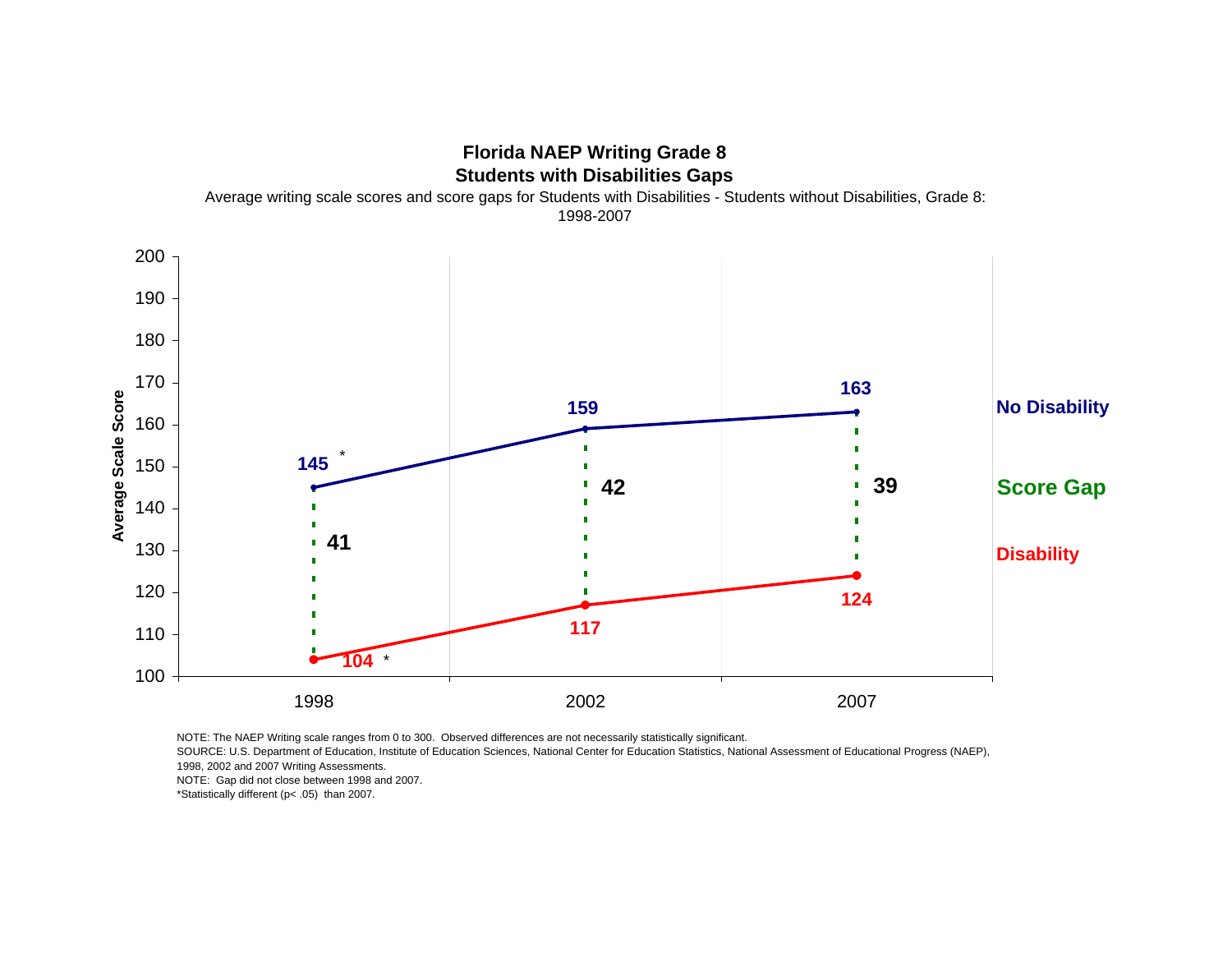**Florida NAEP Writing Grade 8**
**Students with Disabilities Gaps**

Average writing scale scores and score gaps for Students with Disabilities - Students without Disabilities, Grade 8: 1998-2007

| Year | No Disability | Score Gap | Disability |
|---|---|---|---|
| 1998 | 145 * | 41 | 104 * |
| 2002 | 159 | 42 | 117 |
| 2007 | 163 | 39 | 124 |

NOTE: The NAEP Writing scale ranges from 0 to 300. Observed differences are not necessarily statistically significant.
SOURCE: U.S. Department of Education, Institute of Education Sciences, National Center for Education Statistics, National Assessment of Educational Progress (NAEP), 1998, 2002 and 2007 Writing Assessments.
NOTE: Gap did not close between 1998 and 2007.
*Statistically different ($p < .05$) than 2007.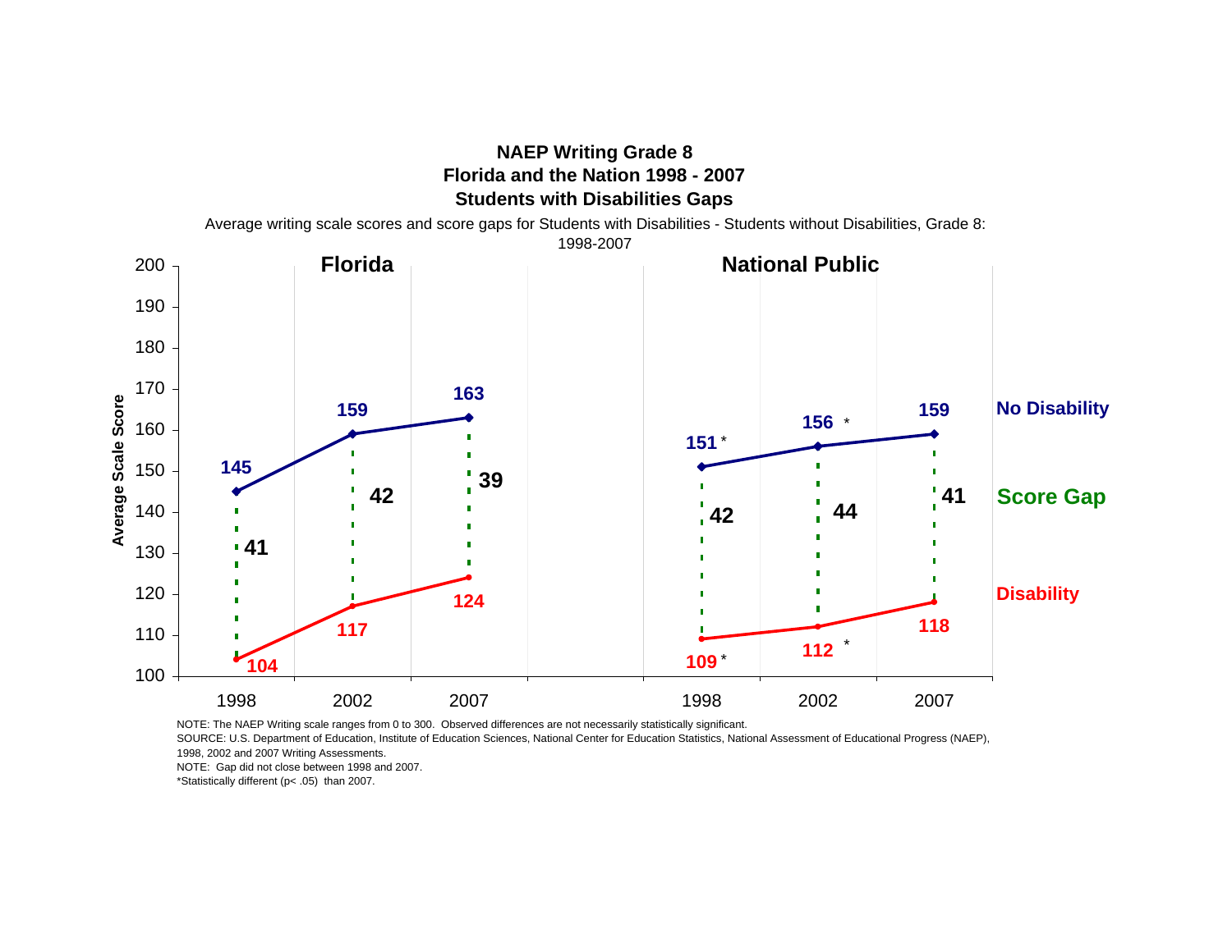**NAEP Writing Grade 8**
**Florida and the Nation 1998 - 2007**
**Students with Disabilities Gaps**

Average writing scale scores and score gaps for Students with Disabilities - Students without Disabilities, Grade 8: 1998-2007

Average Scale Score

200
190
180
170
160
150
140
130
120
110
100

**Florida**

145
159
163

41
42
39

104
117
124

1998
2002
2007

**National Public**

151 *
156 *
159

42
44
41

109 *
112 *
118

1998
2002
2007

**No Disability**

**Score Gap**

**Disability**

NOTE: The NAEP Writing scale ranges from 0 to 300. Observed differences are not necessarily statistically significant.
SOURCE: U.S. Department of Education, Institute of Education Sciences, National Center for Education Statistics, National Assessment of Educational Progress (NAEP), 1998, 2002 and 2007 Writing Assessments.
NOTE: Gap did not close between 1998 and 2007.
*Statistically different (p< .05) than 2007.